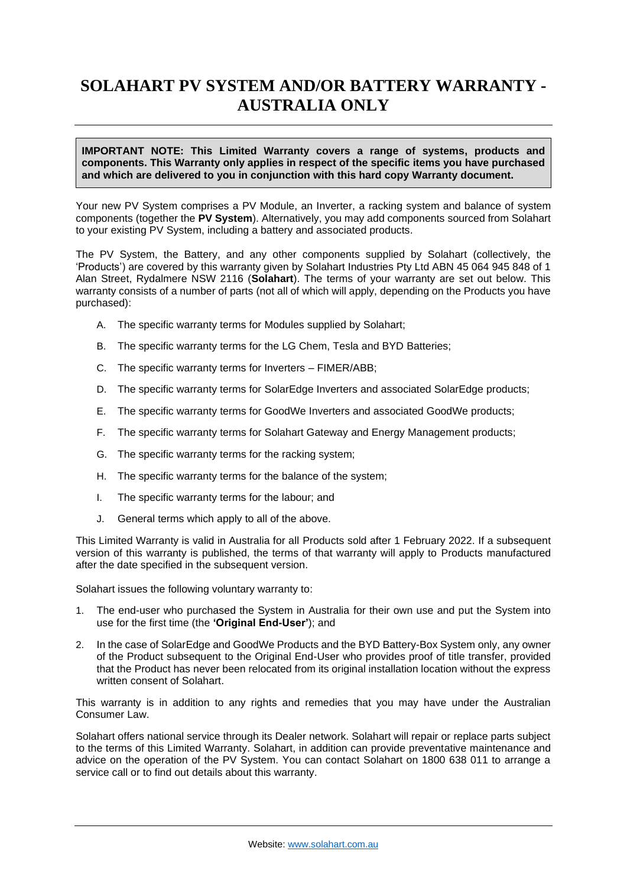# SOLAHART PV SYSTEM AND/OR BATTERY WARRANTY - AUSTRALIA ONLY

**IMPORTANT NOTE: This Limited Warranty covers a range of systems, products and components. This Warranty only applies in respect of the specific items you have purchased and which are delivered to you in conjunction with this hard copy Warranty document.**

Your new PV System comprises a PV Module, an Inverter, a racking system and balance of system components (together the **PV System**). Alternatively, you may add components sourced from Solahart to your existing PV System, including a battery and associated products.

The PV System, the Battery, and any other components supplied by Solahart (collectively, the 'Products') are covered by this warranty given by Solahart Industries Pty Ltd ABN 45 064 945 848 of 1 Alan Street, Rydalmere NSW 2116 (**Solahart**). The terms of your warranty are set out below. This warranty consists of a number of parts (not all of which will apply, depending on the Products you have purchased):

A. The specific warranty terms for Modules supplied by Solahart;

B. The specific warranty terms for the LG Chem, Tesla and BYD Batteries;

C. The specific warranty terms for Inverters – FIMER/ABB;

D. The specific warranty terms for SolarEdge Inverters and associated SolarEdge products;

E. The specific warranty terms for GoodWe Inverters and associated GoodWe products;

F. The specific warranty terms for Solahart Gateway and Energy Management products;

G. The specific warranty terms for the racking system;

H. The specific warranty terms for the balance of the system;

I. The specific warranty terms for the labour; and

J. General terms which apply to all of the above.

This Limited Warranty is valid in Australia for all Products sold after 1 February 2022. If a subsequent version of this warranty is published, the terms of that warranty will apply to Products manufactured after the date specified in the subsequent version.

Solahart issues the following voluntary warranty to:

1. The end-user who purchased the System in Australia for their own use and put the System into use for the first time (the **'Original End-User'**); and
2. In the case of SolarEdge and GoodWe Products and the BYD Battery-Box System only, any owner of the Product subsequent to the Original End-User who provides proof of title transfer, provided that the Product has never been relocated from its original installation location without the express written consent of Solahart.

This warranty is in addition to any rights and remedies that you may have under the Australian Consumer Law.

Solahart offers national service through its Dealer network. Solahart will repair or replace parts subject to the terms of this Limited Warranty. Solahart, in addition can provide preventative maintenance and advice on the operation of the PV System. You can contact Solahart on 1800 638 011 to arrange a service call or to find out details about this warranty.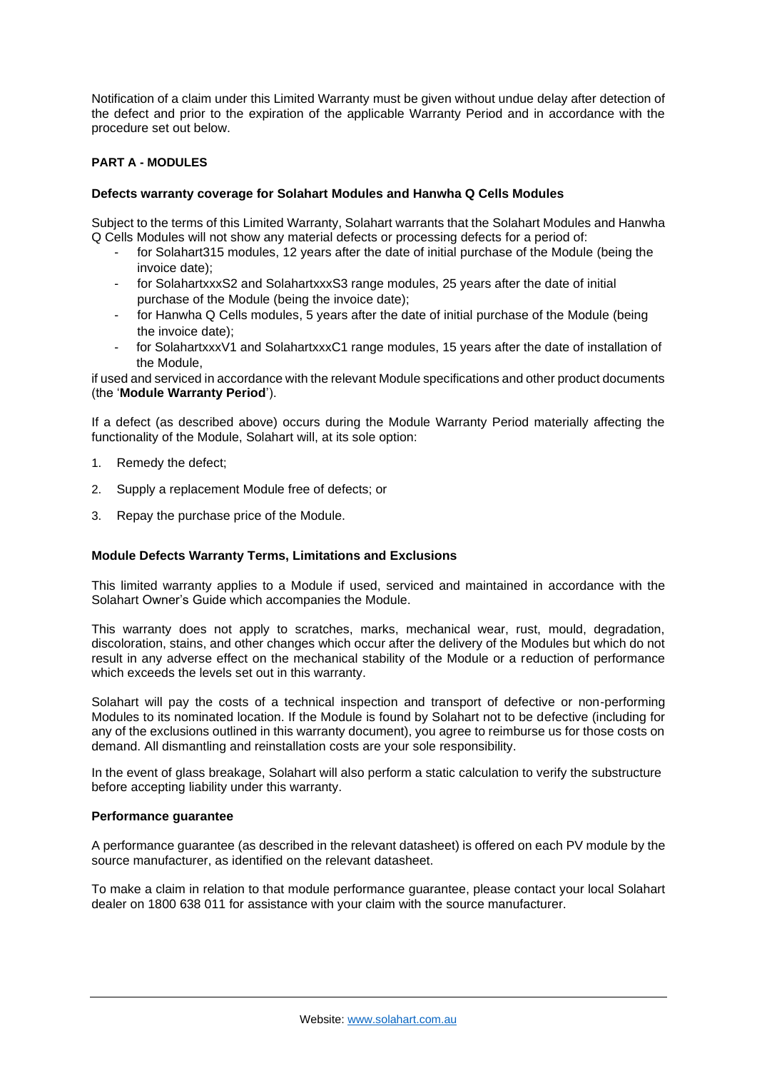Notification of a claim under this Limited Warranty must be given without undue delay after detection of the defect and prior to the expiration of the applicable Warranty Period and in accordance with the procedure set out below.

## PART A - MODULES

### Defects warranty coverage for Solahart Modules and Hanwha Q Cells Modules

Subject to the terms of this Limited Warranty, Solahart warrants that the Solahart Modules and Hanwha Q Cells Modules will not show any material defects or processing defects for a period of:

- for Solahart315 modules, 12 years after the date of initial purchase of the Module (being the invoice date);
- for SolahartxxxS2 and SolahartxxxS3 range modules, 25 years after the date of initial purchase of the Module (being the invoice date);
- for Hanwha Q Cells modules, 5 years after the date of initial purchase of the Module (being the invoice date);
- for SolahartxxxV1 and SolahartxxxC1 range modules, 15 years after the date of installation of the Module,

if used and serviced in accordance with the relevant Module specifications and other product documents (the '**Module Warranty Period**').

If a defect (as described above) occurs during the Module Warranty Period materially affecting the functionality of the Module, Solahart will, at its sole option:

1. Remedy the defect;
2. Supply a replacement Module free of defects; or
3. Repay the purchase price of the Module.

### Module Defects Warranty Terms, Limitations and Exclusions

This limited warranty applies to a Module if used, serviced and maintained in accordance with the Solahart Owner's Guide which accompanies the Module.

This warranty does not apply to scratches, marks, mechanical wear, rust, mould, degradation, discoloration, stains, and other changes which occur after the delivery of the Modules but which do not result in any adverse effect on the mechanical stability of the Module or a reduction of performance which exceeds the levels set out in this warranty.

Solahart will pay the costs of a technical inspection and transport of defective or non-performing Modules to its nominated location. If the Module is found by Solahart not to be defective (including for any of the exclusions outlined in this warranty document), you agree to reimburse us for those costs on demand. All dismantling and reinstallation costs are your sole responsibility.

In the event of glass breakage, Solahart will also perform a static calculation to verify the substructure before accepting liability under this warranty.

### Performance guarantee

A performance guarantee (as described in the relevant datasheet) is offered on each PV module by the source manufacturer, as identified on the relevant datasheet.

To make a claim in relation to that module performance guarantee, please contact your local Solahart dealer on 1800 638 011 for assistance with your claim with the source manufacturer.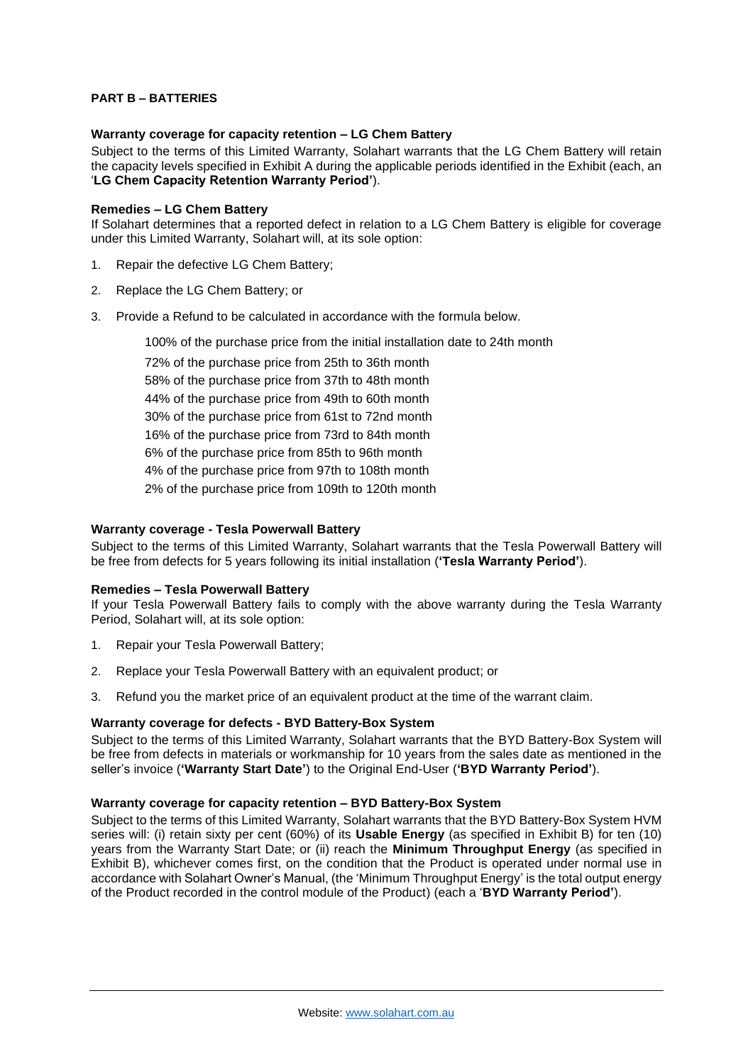**PART B – BATTERIES**

**Warranty coverage for capacity retention – LG Chem Battery**

Subject to the terms of this Limited Warranty, Solahart warrants that the LG Chem Battery will retain the capacity levels specified in Exhibit A during the applicable periods identified in the Exhibit (each, an '**LG Chem Capacity Retention Warranty Period'**).

**Remedies – LG Chem Battery**

If Solahart determines that a reported defect in relation to a LG Chem Battery is eligible for coverage under this Limited Warranty, Solahart will, at its sole option:

1. Repair the defective LG Chem Battery;
2. Replace the LG Chem Battery; or
3. Provide a Refund to be calculated in accordance with the formula below.

   100% of the purchase price from the initial installation date to 24th month
   72% of the purchase price from 25th to 36th month
   58% of the purchase price from 37th to 48th month
   44% of the purchase price from 49th to 60th month
   30% of the purchase price from 61st to 72nd month
   16% of the purchase price from 73rd to 84th month
   6% of the purchase price from 85th to 96th month
   4% of the purchase price from 97th to 108th month
   2% of the purchase price from 109th to 120th month

**Warranty coverage - Tesla Powerwall Battery**

Subject to the terms of this Limited Warranty, Solahart warrants that the Tesla Powerwall Battery will be free from defects for 5 years following its initial installation (**'Tesla Warranty Period'**).

**Remedies – Tesla Powerwall Battery**

If your Tesla Powerwall Battery fails to comply with the above warranty during the Tesla Warranty Period, Solahart will, at its sole option:

1. Repair your Tesla Powerwall Battery;
2. Replace your Tesla Powerwall Battery with an equivalent product; or
3. Refund you the market price of an equivalent product at the time of the warrant claim.

**Warranty coverage for defects - BYD Battery-Box System**

Subject to the terms of this Limited Warranty, Solahart warrants that the BYD Battery-Box System will be free from defects in materials or workmanship for 10 years from the sales date as mentioned in the seller's invoice (**'Warranty Start Date'**) to the Original End-User (**'BYD Warranty Period'**).

**Warranty coverage for capacity retention – BYD Battery-Box System**

Subject to the terms of this Limited Warranty, Solahart warrants that the BYD Battery-Box System HVM series will: (i) retain sixty per cent (60%) of its **Usable Energy** (as specified in Exhibit B) for ten (10) years from the Warranty Start Date; or (ii) reach the **Minimum Throughput Energy** (as specified in Exhibit B), whichever comes first, on the condition that the Product is operated under normal use in accordance with Solahart Owner's Manual, (the 'Minimum Throughput Energy' is the total output energy of the Product recorded in the control module of the Product) (each a '**BYD Warranty Period'**).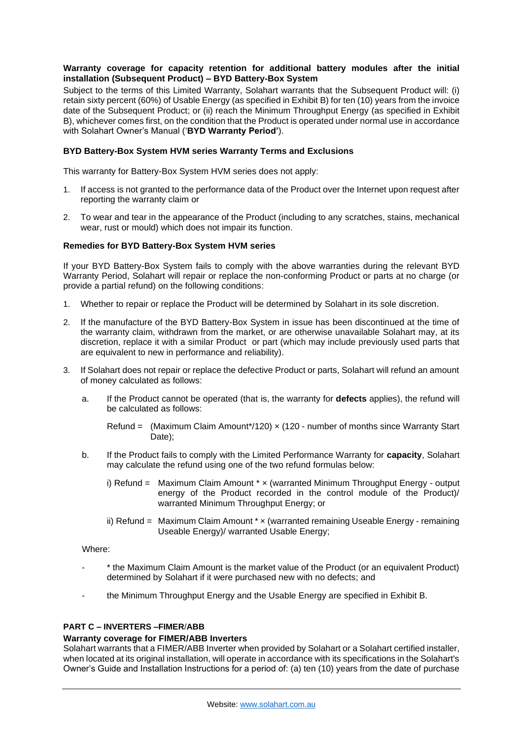**Warranty coverage for capacity retention for additional battery modules after the initial installation (Subsequent Product) – BYD Battery-Box System**

Subject to the terms of this Limited Warranty, Solahart warrants that the Subsequent Product will: (i) retain sixty percent (60%) of Usable Energy (as specified in Exhibit B) for ten (10) years from the invoice date of the Subsequent Product; or (ii) reach the Minimum Throughput Energy (as specified in Exhibit B), whichever comes first, on the condition that the Product is operated under normal use in accordance with Solahart Owner's Manual ('**BYD Warranty Period'**).

**BYD Battery-Box System HVM series Warranty Terms and Exclusions**

This warranty for Battery-Box System HVM series does not apply:

1. If access is not granted to the performance data of the Product over the Internet upon request after reporting the warranty claim or
2. To wear and tear in the appearance of the Product (including to any scratches, stains, mechanical wear, rust or mould) which does not impair its function.

**Remedies for BYD Battery-Box System HVM series**

If your BYD Battery-Box System fails to comply with the above warranties during the relevant BYD Warranty Period, Solahart will repair or replace the non-conforming Product or parts at no charge (or provide a partial refund) on the following conditions:

1. Whether to repair or replace the Product will be determined by Solahart in its sole discretion.
2. If the manufacture of the BYD Battery-Box System in issue has been discontinued at the time of the warranty claim, withdrawn from the market, or are otherwise unavailable Solahart may, at its discretion, replace it with a similar Product or part (which may include previously used parts that are equivalent to new in performance and reliability).
3. If Solahart does not repair or replace the defective Product or parts, Solahart will refund an amount of money calculated as follows:
   a. If the Product cannot be operated (that is, the warranty for **defects** applies), the refund will be calculated as follows:

      Refund = (Maximum Claim Amount*/120) × (120 - number of months since Warranty Start Date);

   b. If the Product fails to comply with the Limited Performance Warranty for **capacity**, Solahart may calculate the refund using one of the two refund formulas below:

      i) Refund = Maximum Claim Amount * × (warranted Minimum Throughput Energy - output energy of the Product recorded in the control module of the Product)/ warranted Minimum Throughput Energy; or

      ii) Refund = Maximum Claim Amount * × (warranted remaining Useable Energy - remaining Useable Energy)/ warranted Usable Energy;

   Where:

   - * the Maximum Claim Amount is the market value of the Product (or an equivalent Product) determined by Solahart if it were purchased new with no defects; and
   - the Minimum Throughput Energy and the Usable Energy are specified in Exhibit B.

**PART C – INVERTERS –FIMER/ABB**

**Warranty coverage for FIMER/ABB Inverters**

Solahart warrants that a FIMER/ABB Inverter when provided by Solahart or a Solahart certified installer, when located at its original installation, will operate in accordance with its specifications in the Solahart's Owner's Guide and Installation Instructions for a period of: (a) ten (10) years from the date of purchase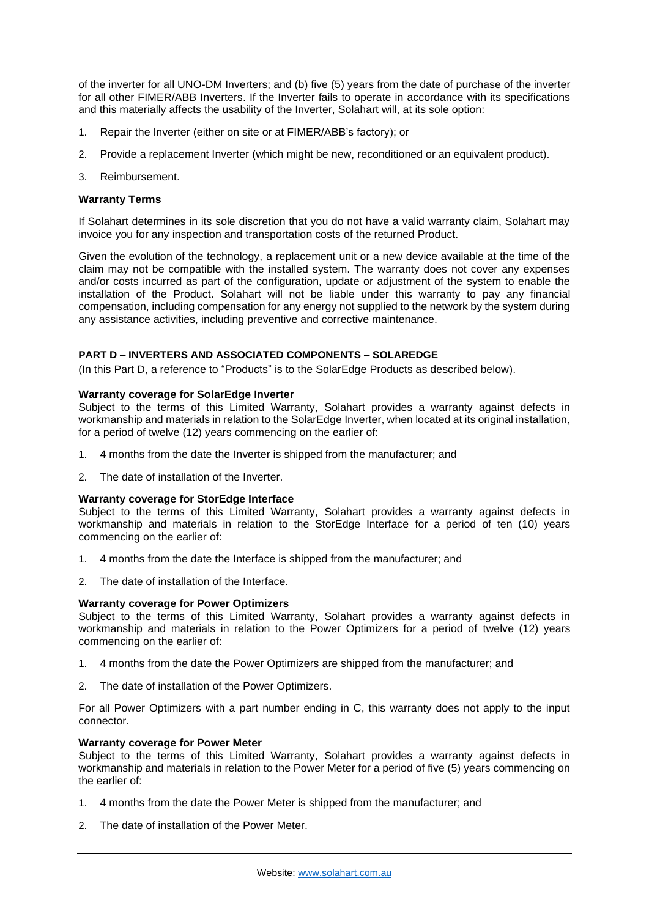of the inverter for all UNO-DM Inverters; and (b) five (5) years from the date of purchase of the inverter for all other FIMER/ABB Inverters. If the Inverter fails to operate in accordance with its specifications and this materially affects the usability of the Inverter, Solahart will, at its sole option:

1. Repair the Inverter (either on site or at FIMER/ABB's factory); or
2. Provide a replacement Inverter (which might be new, reconditioned or an equivalent product).
3. Reimbursement.

**Warranty Terms**

If Solahart determines in its sole discretion that you do not have a valid warranty claim, Solahart may invoice you for any inspection and transportation costs of the returned Product.

Given the evolution of the technology, a replacement unit or a new device available at the time of the claim may not be compatible with the installed system. The warranty does not cover any expenses and/or costs incurred as part of the configuration, update or adjustment of the system to enable the installation of the Product. Solahart will not be liable under this warranty to pay any financial compensation, including compensation for any energy not supplied to the network by the system during any assistance activities, including preventive and corrective maintenance.

**PART D – INVERTERS AND ASSOCIATED COMPONENTS – SOLAREDGE**

(In this Part D, a reference to "Products" is to the SolarEdge Products as described below).

**Warranty coverage for SolarEdge Inverter**

Subject to the terms of this Limited Warranty, Solahart provides a warranty against defects in workmanship and materials in relation to the SolarEdge Inverter, when located at its original installation, for a period of twelve (12) years commencing on the earlier of:

1. 4 months from the date the Inverter is shipped from the manufacturer; and
2. The date of installation of the Inverter.

**Warranty coverage for StorEdge Interface**

Subject to the terms of this Limited Warranty, Solahart provides a warranty against defects in workmanship and materials in relation to the StorEdge Interface for a period of ten (10) years commencing on the earlier of:

1. 4 months from the date the Interface is shipped from the manufacturer; and
2. The date of installation of the Interface.

**Warranty coverage for Power Optimizers**

Subject to the terms of this Limited Warranty, Solahart provides a warranty against defects in workmanship and materials in relation to the Power Optimizers for a period of twelve (12) years commencing on the earlier of:

1. 4 months from the date the Power Optimizers are shipped from the manufacturer; and
2. The date of installation of the Power Optimizers.

For all Power Optimizers with a part number ending in C, this warranty does not apply to the input connector.

**Warranty coverage for Power Meter**

Subject to the terms of this Limited Warranty, Solahart provides a warranty against defects in workmanship and materials in relation to the Power Meter for a period of five (5) years commencing on the earlier of:

1. 4 months from the date the Power Meter is shipped from the manufacturer; and
2. The date of installation of the Power Meter.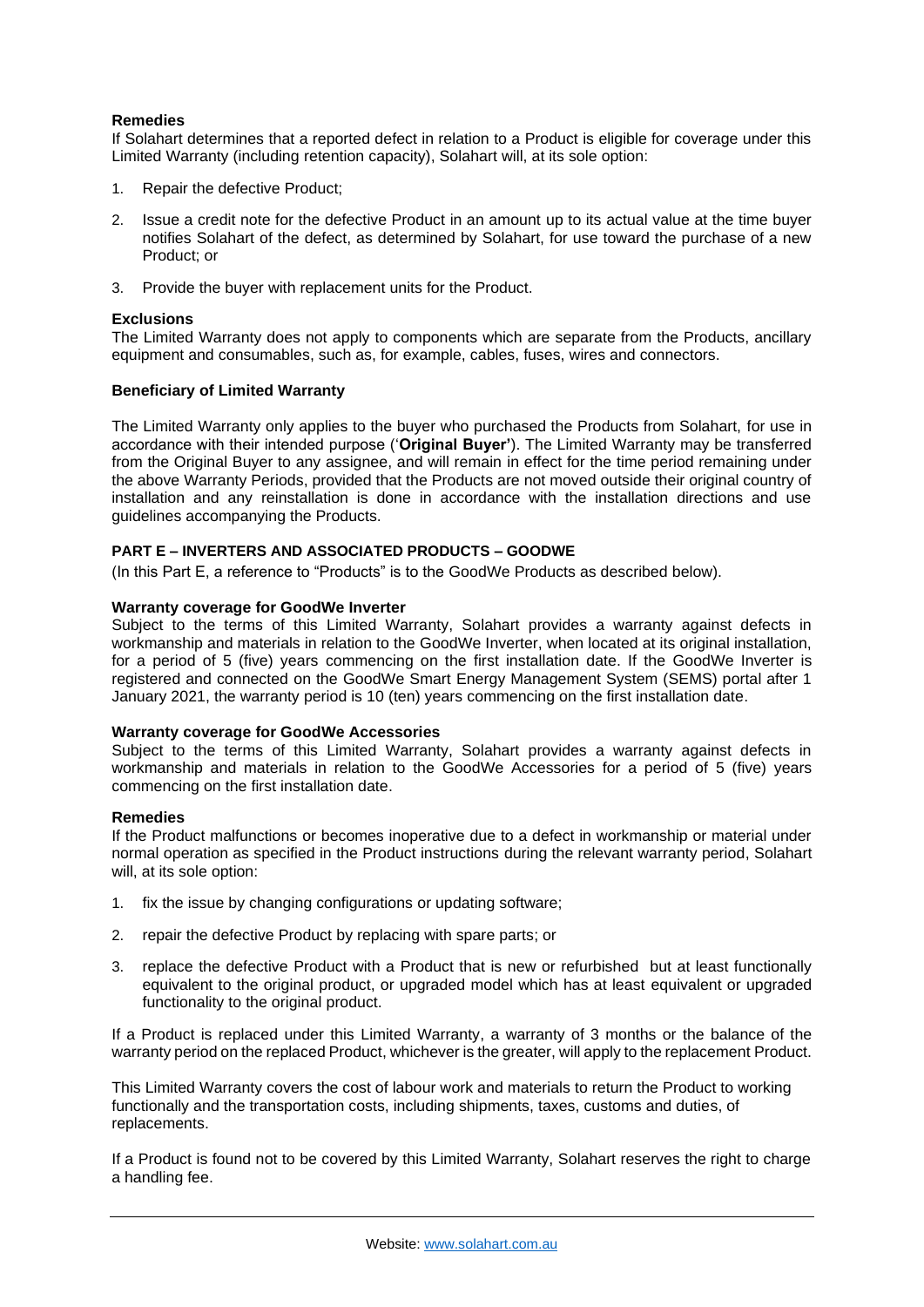**Remedies**

If Solahart determines that a reported defect in relation to a Product is eligible for coverage under this Limited Warranty (including retention capacity), Solahart will, at its sole option:

1. Repair the defective Product;
2. Issue a credit note for the defective Product in an amount up to its actual value at the time buyer notifies Solahart of the defect, as determined by Solahart, for use toward the purchase of a new Product; or
3. Provide the buyer with replacement units for the Product.

**Exclusions**

The Limited Warranty does not apply to components which are separate from the Products, ancillary equipment and consumables, such as, for example, cables, fuses, wires and connectors.

**Beneficiary of Limited Warranty**

The Limited Warranty only applies to the buyer who purchased the Products from Solahart, for use in accordance with their intended purpose ('**Original Buyer'**). The Limited Warranty may be transferred from the Original Buyer to any assignee, and will remain in effect for the time period remaining under the above Warranty Periods, provided that the Products are not moved outside their original country of installation and any reinstallation is done in accordance with the installation directions and use guidelines accompanying the Products.

**PART E – INVERTERS AND ASSOCIATED PRODUCTS – GOODWE**

(In this Part E, a reference to "Products" is to the GoodWe Products as described below).

**Warranty coverage for GoodWe Inverter**

Subject to the terms of this Limited Warranty, Solahart provides a warranty against defects in workmanship and materials in relation to the GoodWe Inverter, when located at its original installation, for a period of 5 (five) years commencing on the first installation date. If the GoodWe Inverter is registered and connected on the GoodWe Smart Energy Management System (SEMS) portal after 1 January 2021, the warranty period is 10 (ten) years commencing on the first installation date.

**Warranty coverage for GoodWe Accessories**

Subject to the terms of this Limited Warranty, Solahart provides a warranty against defects in workmanship and materials in relation to the GoodWe Accessories for a period of 5 (five) years commencing on the first installation date.

**Remedies**

If the Product malfunctions or becomes inoperative due to a defect in workmanship or material under normal operation as specified in the Product instructions during the relevant warranty period, Solahart will, at its sole option:

1. fix the issue by changing configurations or updating software;
2. repair the defective Product by replacing with spare parts; or
3. replace the defective Product with a Product that is new or refurbished but at least functionally equivalent to the original product, or upgraded model which has at least equivalent or upgraded functionality to the original product.

If a Product is replaced under this Limited Warranty, a warranty of 3 months or the balance of the warranty period on the replaced Product, whichever is the greater, will apply to the replacement Product.

This Limited Warranty covers the cost of labour work and materials to return the Product to working functionally and the transportation costs, including shipments, taxes, customs and duties, of replacements.

If a Product is found not to be covered by this Limited Warranty, Solahart reserves the right to charge a handling fee.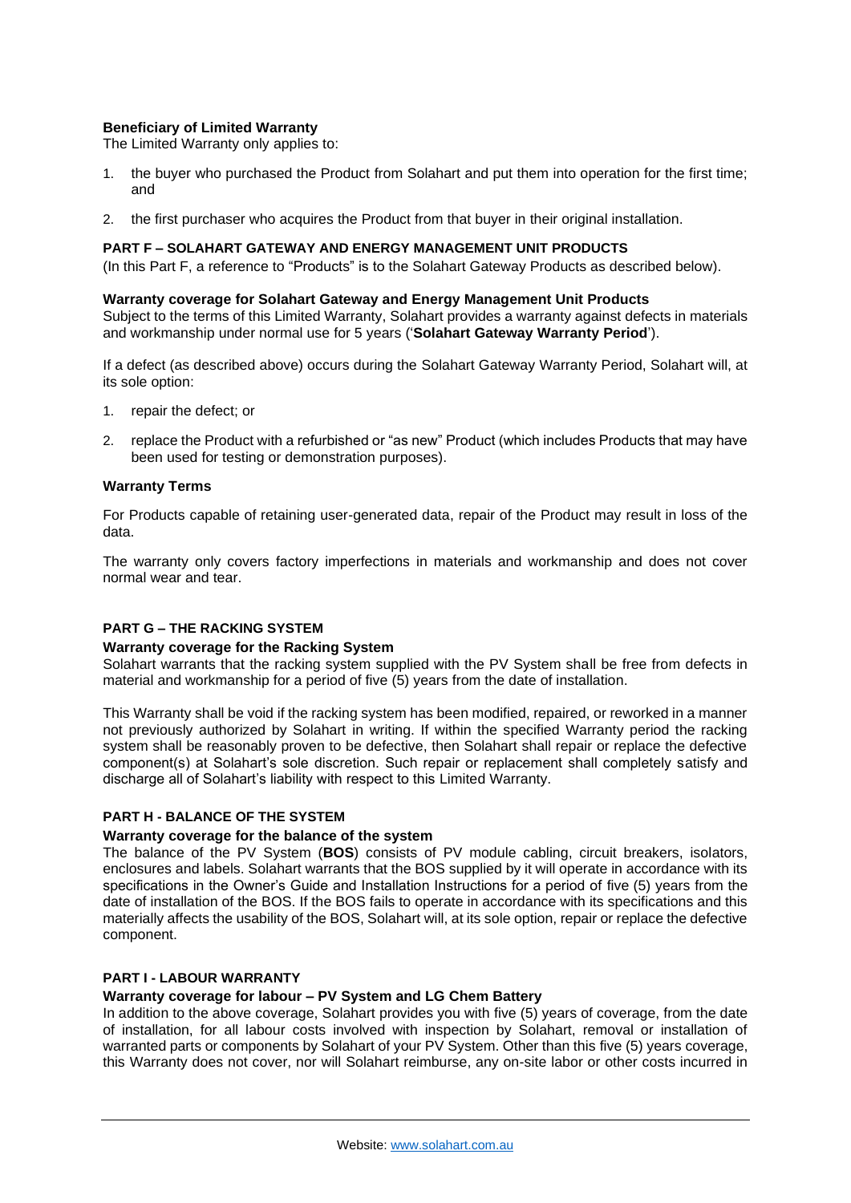**Beneficiary of Limited Warranty**

The Limited Warranty only applies to:

1. the buyer who purchased the Product from Solahart and put them into operation for the first time; and
2. the first purchaser who acquires the Product from that buyer in their original installation.

## PART F – SOLAHART GATEWAY AND ENERGY MANAGEMENT UNIT PRODUCTS

(In this Part F, a reference to "Products" is to the Solahart Gateway Products as described below).

**Warranty coverage for Solahart Gateway and Energy Management Unit Products**

Subject to the terms of this Limited Warranty, Solahart provides a warranty against defects in materials and workmanship under normal use for 5 years ('**Solahart Gateway Warranty Period**').

If a defect (as described above) occurs during the Solahart Gateway Warranty Period, Solahart will, at its sole option:

1. repair the defect; or
2. replace the Product with a refurbished or "as new" Product (which includes Products that may have been used for testing or demonstration purposes).

**Warranty Terms**

For Products capable of retaining user-generated data, repair of the Product may result in loss of the data.

The warranty only covers factory imperfections in materials and workmanship and does not cover normal wear and tear.

## PART G – THE RACKING SYSTEM

**Warranty coverage for the Racking System**

Solahart warrants that the racking system supplied with the PV System shall be free from defects in material and workmanship for a period of five (5) years from the date of installation.

This Warranty shall be void if the racking system has been modified, repaired, or reworked in a manner not previously authorized by Solahart in writing. If within the specified Warranty period the racking system shall be reasonably proven to be defective, then Solahart shall repair or replace the defective component(s) at Solahart's sole discretion. Such repair or replacement shall completely satisfy and discharge all of Solahart's liability with respect to this Limited Warranty.

## PART H - BALANCE OF THE SYSTEM

**Warranty coverage for the balance of the system**

The balance of the PV System (**BOS**) consists of PV module cabling, circuit breakers, isolators, enclosures and labels. Solahart warrants that the BOS supplied by it will operate in accordance with its specifications in the Owner's Guide and Installation Instructions for a period of five (5) years from the date of installation of the BOS. If the BOS fails to operate in accordance with its specifications and this materially affects the usability of the BOS, Solahart will, at its sole option, repair or replace the defective component.

## PART I - LABOUR WARRANTY

**Warranty coverage for labour – PV System and LG Chem Battery**

In addition to the above coverage, Solahart provides you with five (5) years of coverage, from the date of installation, for all labour costs involved with inspection by Solahart, removal or installation of warranted parts or components by Solahart of your PV System. Other than this five (5) years coverage, this Warranty does not cover, nor will Solahart reimburse, any on-site labor or other costs incurred in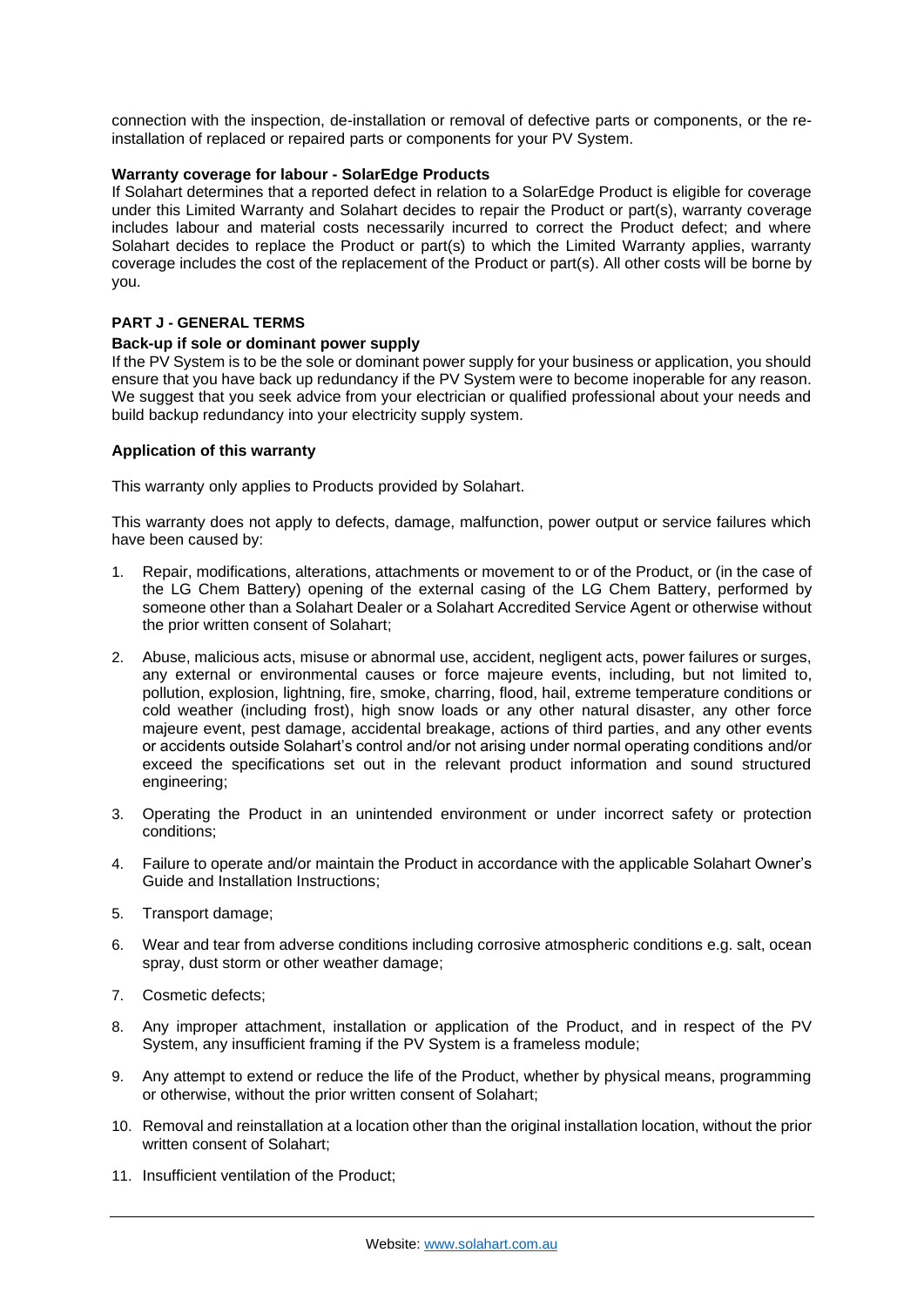connection with the inspection, de-installation or removal of defective parts or components, or the re-installation of replaced or repaired parts or components for your PV System.

**Warranty coverage for labour - SolarEdge Products**

If Solahart determines that a reported defect in relation to a SolarEdge Product is eligible for coverage under this Limited Warranty and Solahart decides to repair the Product or part(s), warranty coverage includes labour and material costs necessarily incurred to correct the Product defect; and where Solahart decides to replace the Product or part(s) to which the Limited Warranty applies, warranty coverage includes the cost of the replacement of the Product or part(s). All other costs will be borne by you.

## PART J - GENERAL TERMS

**Back-up if sole or dominant power supply**

If the PV System is to be the sole or dominant power supply for your business or application, you should ensure that you have back up redundancy if the PV System were to become inoperable for any reason. We suggest that you seek advice from your electrician or qualified professional about your needs and build backup redundancy into your electricity supply system.

**Application of this warranty**

This warranty only applies to Products provided by Solahart.

This warranty does not apply to defects, damage, malfunction, power output or service failures which have been caused by:

1. Repair, modifications, alterations, attachments or movement to or of the Product, or (in the case of the LG Chem Battery) opening of the external casing of the LG Chem Battery, performed by someone other than a Solahart Dealer or a Solahart Accredited Service Agent or otherwise without the prior written consent of Solahart;
2. Abuse, malicious acts, misuse or abnormal use, accident, negligent acts, power failures or surges, any external or environmental causes or force majeure events, including, but not limited to, pollution, explosion, lightning, fire, smoke, charring, flood, hail, extreme temperature conditions or cold weather (including frost), high snow loads or any other natural disaster, any other force majeure event, pest damage, accidental breakage, actions of third parties, and any other events or accidents outside Solahart's control and/or not arising under normal operating conditions and/or exceed the specifications set out in the relevant product information and sound structured engineering;
3. Operating the Product in an unintended environment or under incorrect safety or protection conditions;
4. Failure to operate and/or maintain the Product in accordance with the applicable Solahart Owner's Guide and Installation Instructions;
5. Transport damage;
6. Wear and tear from adverse conditions including corrosive atmospheric conditions e.g. salt, ocean spray, dust storm or other weather damage;
7. Cosmetic defects;
8. Any improper attachment, installation or application of the Product, and in respect of the PV System, any insufficient framing if the PV System is a frameless module;
9. Any attempt to extend or reduce the life of the Product, whether by physical means, programming or otherwise, without the prior written consent of Solahart;
10. Removal and reinstallation at a location other than the original installation location, without the prior written consent of Solahart;
11. Insufficient ventilation of the Product;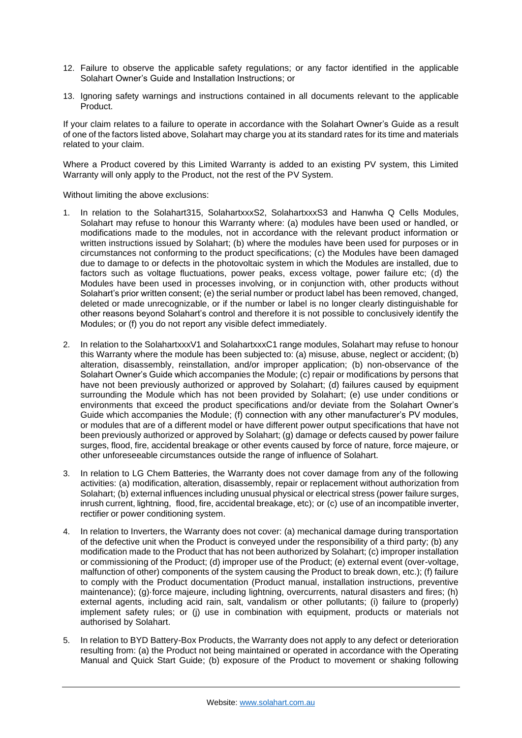12. Failure to observe the applicable safety regulations; or any factor identified in the applicable Solahart Owner's Guide and Installation Instructions; or

13. Ignoring safety warnings and instructions contained in all documents relevant to the applicable Product.

If your claim relates to a failure to operate in accordance with the Solahart Owner's Guide as a result of one of the factors listed above, Solahart may charge you at its standard rates for its time and materials related to your claim.

Where a Product covered by this Limited Warranty is added to an existing PV system, this Limited Warranty will only apply to the Product, not the rest of the PV System.

Without limiting the above exclusions:

1. In relation to the Solahart315, SolahartxxxS2, SolahartxxxS3 and Hanwha Q Cells Modules, Solahart may refuse to honour this Warranty where: (a) modules have been used or handled, or modifications made to the modules, not in accordance with the relevant product information or written instructions issued by Solahart; (b) where the modules have been used for purposes or in circumstances not conforming to the product specifications; (c) the Modules have been damaged due to damage to or defects in the photovoltaic system in which the Modules are installed, due to factors such as voltage fluctuations, power peaks, excess voltage, power failure etc; (d) the Modules have been used in processes involving, or in conjunction with, other products without Solahart's prior written consent; (e) the serial number or product label has been removed, changed, deleted or made unrecognizable, or if the number or label is no longer clearly distinguishable for other reasons beyond Solahart's control and therefore it is not possible to conclusively identify the Modules; or (f) you do not report any visible defect immediately.

2. In relation to the SolahartxxxV1 and SolahartxxxC1 range modules, Solahart may refuse to honour this Warranty where the module has been subjected to: (a) misuse, abuse, neglect or accident; (b) alteration, disassembly, reinstallation, and/or improper application; (b) non-observance of the Solahart Owner's Guide which accompanies the Module; (c) repair or modifications by persons that have not been previously authorized or approved by Solahart; (d) failures caused by equipment surrounding the Module which has not been provided by Solahart; (e) use under conditions or environments that exceed the product specifications and/or deviate from the Solahart Owner's Guide which accompanies the Module; (f) connection with any other manufacturer's PV modules, or modules that are of a different model or have different power output specifications that have not been previously authorized or approved by Solahart; (g) damage or defects caused by power failure surges, flood, fire, accidental breakage or other events caused by force of nature, force majeure, or other unforeseeable circumstances outside the range of influence of Solahart.

3. In relation to LG Chem Batteries, the Warranty does not cover damage from any of the following activities: (a) modification, alteration, disassembly, repair or replacement without authorization from Solahart; (b) external influences including unusual physical or electrical stress (power failure surges, inrush current, lightning, flood, fire, accidental breakage, etc); or (c) use of an incompatible inverter, rectifier or power conditioning system.

4. In relation to Inverters, the Warranty does not cover: (a) mechanical damage during transportation of the defective unit when the Product is conveyed under the responsibility of a third party; (b) any modification made to the Product that has not been authorized by Solahart; (c) improper installation or commissioning of the Product; (d) improper use of the Product; (e) external event (over-voltage, malfunction of other) components of the system causing the Product to break down, etc.); (f) failure to comply with the Product documentation (Product manual, installation instructions, preventive maintenance); (g)·force majeure, including lightning, overcurrents, natural disasters and fires; (h) external agents, including acid rain, salt, vandalism or other pollutants; (i) failure to (properly) implement safety rules; or (j) use in combination with equipment, products or materials not authorised by Solahart.

5. In relation to BYD Battery-Box Products, the Warranty does not apply to any defect or deterioration resulting from: (a) the Product not being maintained or operated in accordance with the Operating Manual and Quick Start Guide; (b) exposure of the Product to movement or shaking following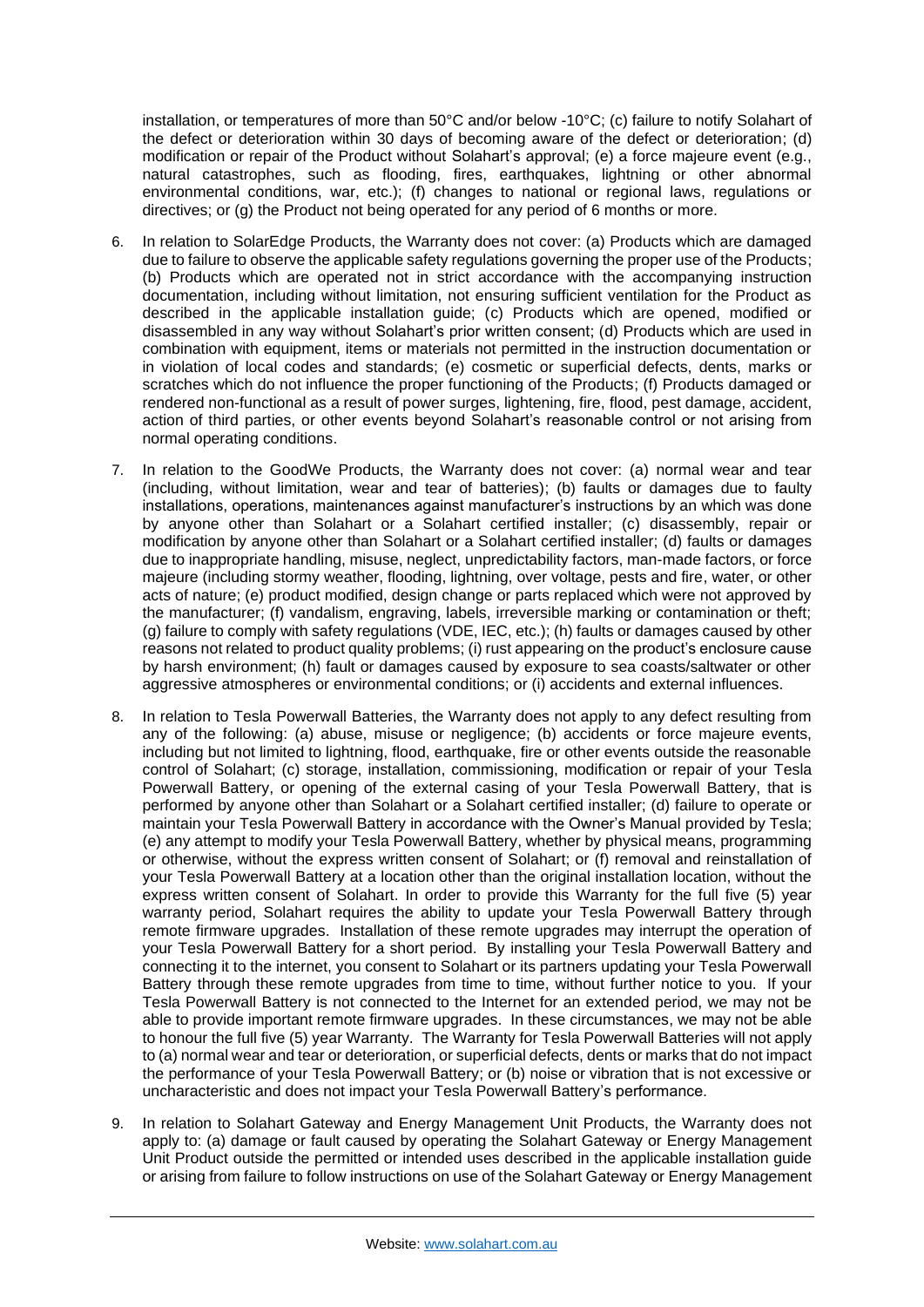installation, or temperatures of more than 50°C and/or below -10°C; (c) failure to notify Solahart of the defect or deterioration within 30 days of becoming aware of the defect or deterioration; (d) modification or repair of the Product without Solahart's approval; (e) a force majeure event (e.g., natural catastrophes, such as flooding, fires, earthquakes, lightning or other abnormal environmental conditions, war, etc.); (f) changes to national or regional laws, regulations or directives; or (g) the Product not being operated for any period of 6 months or more.

6. In relation to SolarEdge Products, the Warranty does not cover: (a) Products which are damaged due to failure to observe the applicable safety regulations governing the proper use of the Products; (b) Products which are operated not in strict accordance with the accompanying instruction documentation, including without limitation, not ensuring sufficient ventilation for the Product as described in the applicable installation guide; (c) Products which are opened, modified or disassembled in any way without Solahart's prior written consent; (d) Products which are used in combination with equipment, items or materials not permitted in the instruction documentation or in violation of local codes and standards; (e) cosmetic or superficial defects, dents, marks or scratches which do not influence the proper functioning of the Products; (f) Products damaged or rendered non-functional as a result of power surges, lightening, fire, flood, pest damage, accident, action of third parties, or other events beyond Solahart's reasonable control or not arising from normal operating conditions.

7. In relation to the GoodWe Products, the Warranty does not cover: (a) normal wear and tear (including, without limitation, wear and tear of batteries); (b) faults or damages due to faulty installations, operations, maintenances against manufacturer's instructions by an which was done by anyone other than Solahart or a Solahart certified installer; (c) disassembly, repair or modification by anyone other than Solahart or a Solahart certified installer; (d) faults or damages due to inappropriate handling, misuse, neglect, unpredictability factors, man-made factors, or force majeure (including stormy weather, flooding, lightning, over voltage, pests and fire, water, or other acts of nature; (e) product modified, design change or parts replaced which were not approved by the manufacturer; (f) vandalism, engraving, labels, irreversible marking or contamination or theft; (g) failure to comply with safety regulations (VDE, IEC, etc.); (h) faults or damages caused by other reasons not related to product quality problems; (i) rust appearing on the product's enclosure cause by harsh environment; (h) fault or damages caused by exposure to sea coasts/saltwater or other aggressive atmospheres or environmental conditions; or (i) accidents and external influences.

8. In relation to Tesla Powerwall Batteries, the Warranty does not apply to any defect resulting from any of the following: (a) abuse, misuse or negligence; (b) accidents or force majeure events, including but not limited to lightning, flood, earthquake, fire or other events outside the reasonable control of Solahart; (c) storage, installation, commissioning, modification or repair of your Tesla Powerwall Battery, or opening of the external casing of your Tesla Powerwall Battery, that is performed by anyone other than Solahart or a Solahart certified installer; (d) failure to operate or maintain your Tesla Powerwall Battery in accordance with the Owner's Manual provided by Tesla; (e) any attempt to modify your Tesla Powerwall Battery, whether by physical means, programming or otherwise, without the express written consent of Solahart; or (f) removal and reinstallation of your Tesla Powerwall Battery at a location other than the original installation location, without the express written consent of Solahart. In order to provide this Warranty for the full five (5) year warranty period, Solahart requires the ability to update your Tesla Powerwall Battery through remote firmware upgrades. Installation of these remote upgrades may interrupt the operation of your Tesla Powerwall Battery for a short period. By installing your Tesla Powerwall Battery and connecting it to the internet, you consent to Solahart or its partners updating your Tesla Powerwall Battery through these remote upgrades from time to time, without further notice to you. If your Tesla Powerwall Battery is not connected to the Internet for an extended period, we may not be able to provide important remote firmware upgrades. In these circumstances, we may not be able to honour the full five (5) year Warranty. The Warranty for Tesla Powerwall Batteries will not apply to (a) normal wear and tear or deterioration, or superficial defects, dents or marks that do not impact the performance of your Tesla Powerwall Battery; or (b) noise or vibration that is not excessive or uncharacteristic and does not impact your Tesla Powerwall Battery's performance.

9. In relation to Solahart Gateway and Energy Management Unit Products, the Warranty does not apply to: (a) damage or fault caused by operating the Solahart Gateway or Energy Management Unit Product outside the permitted or intended uses described in the applicable installation guide or arising from failure to follow instructions on use of the Solahart Gateway or Energy Management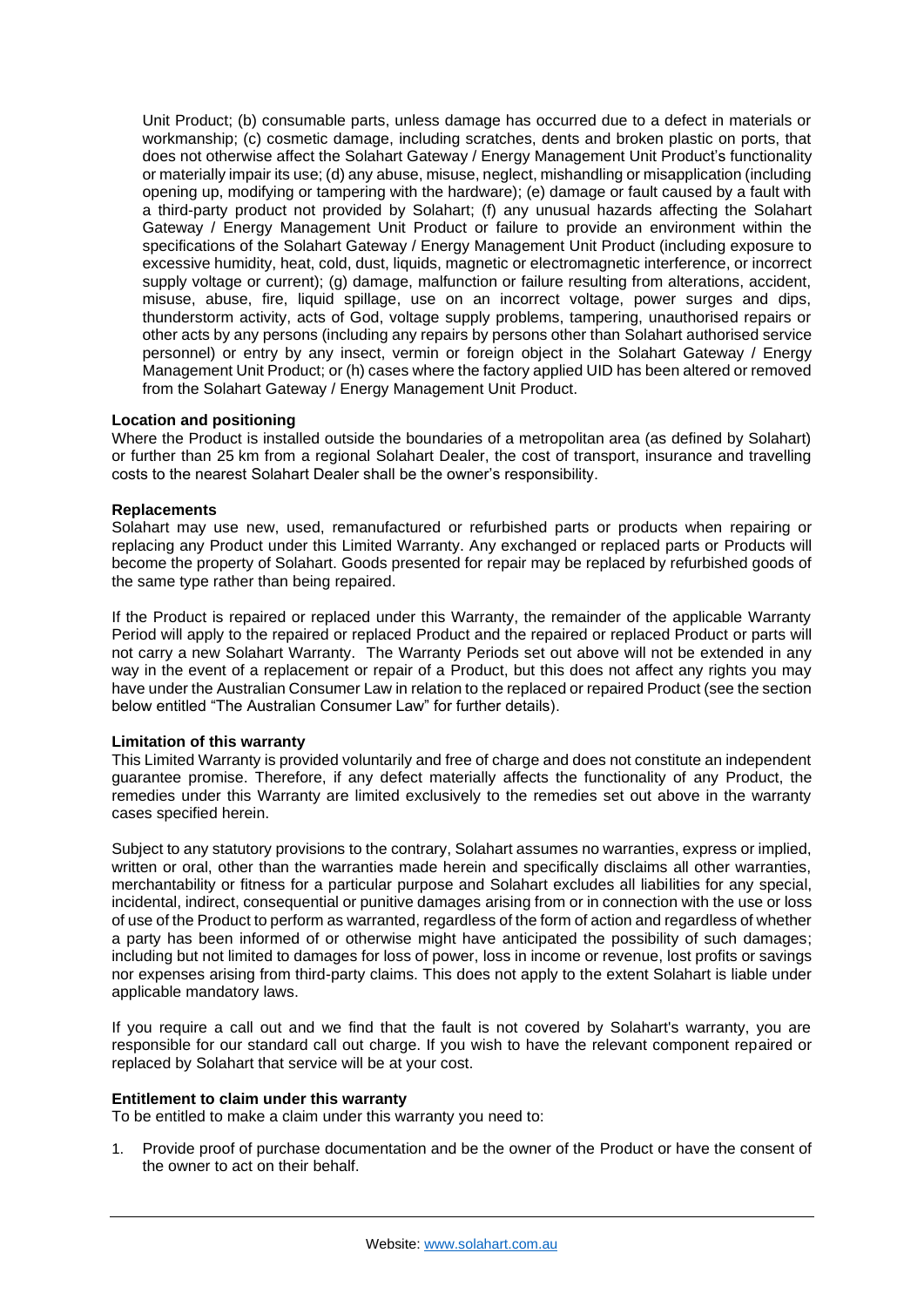Unit Product; (b) consumable parts, unless damage has occurred due to a defect in materials or workmanship; (c) cosmetic damage, including scratches, dents and broken plastic on ports, that does not otherwise affect the Solahart Gateway / Energy Management Unit Product's functionality or materially impair its use; (d) any abuse, misuse, neglect, mishandling or misapplication (including opening up, modifying or tampering with the hardware); (e) damage or fault caused by a fault with a third-party product not provided by Solahart; (f) any unusual hazards affecting the Solahart Gateway / Energy Management Unit Product or failure to provide an environment within the specifications of the Solahart Gateway / Energy Management Unit Product (including exposure to excessive humidity, heat, cold, dust, liquids, magnetic or electromagnetic interference, or incorrect supply voltage or current); (g) damage, malfunction or failure resulting from alterations, accident, misuse, abuse, fire, liquid spillage, use on an incorrect voltage, power surges and dips, thunderstorm activity, acts of God, voltage supply problems, tampering, unauthorised repairs or other acts by any persons (including any repairs by persons other than Solahart authorised service personnel) or entry by any insect, vermin or foreign object in the Solahart Gateway / Energy Management Unit Product; or (h) cases where the factory applied UID has been altered or removed from the Solahart Gateway / Energy Management Unit Product.

**Location and positioning**

Where the Product is installed outside the boundaries of a metropolitan area (as defined by Solahart) or further than 25 km from a regional Solahart Dealer, the cost of transport, insurance and travelling costs to the nearest Solahart Dealer shall be the owner's responsibility.

**Replacements**

Solahart may use new, used, remanufactured or refurbished parts or products when repairing or replacing any Product under this Limited Warranty. Any exchanged or replaced parts or Products will become the property of Solahart. Goods presented for repair may be replaced by refurbished goods of the same type rather than being repaired.

If the Product is repaired or replaced under this Warranty, the remainder of the applicable Warranty Period will apply to the repaired or replaced Product and the repaired or replaced Product or parts will not carry a new Solahart Warranty. The Warranty Periods set out above will not be extended in any way in the event of a replacement or repair of a Product, but this does not affect any rights you may have under the Australian Consumer Law in relation to the replaced or repaired Product (see the section below entitled "The Australian Consumer Law" for further details).

**Limitation of this warranty**

This Limited Warranty is provided voluntarily and free of charge and does not constitute an independent guarantee promise. Therefore, if any defect materially affects the functionality of any Product, the remedies under this Warranty are limited exclusively to the remedies set out above in the warranty cases specified herein.

Subject to any statutory provisions to the contrary, Solahart assumes no warranties, express or implied, written or oral, other than the warranties made herein and specifically disclaims all other warranties, merchantability or fitness for a particular purpose and Solahart excludes all liabilities for any special, incidental, indirect, consequential or punitive damages arising from or in connection with the use or loss of use of the Product to perform as warranted, regardless of the form of action and regardless of whether a party has been informed of or otherwise might have anticipated the possibility of such damages; including but not limited to damages for loss of power, loss in income or revenue, lost profits or savings nor expenses arising from third-party claims. This does not apply to the extent Solahart is liable under applicable mandatory laws.

If you require a call out and we find that the fault is not covered by Solahart's warranty, you are responsible for our standard call out charge. If you wish to have the relevant component repaired or replaced by Solahart that service will be at your cost.

**Entitlement to claim under this warranty**

To be entitled to make a claim under this warranty you need to:

1. Provide proof of purchase documentation and be the owner of the Product or have the consent of the owner to act on their behalf.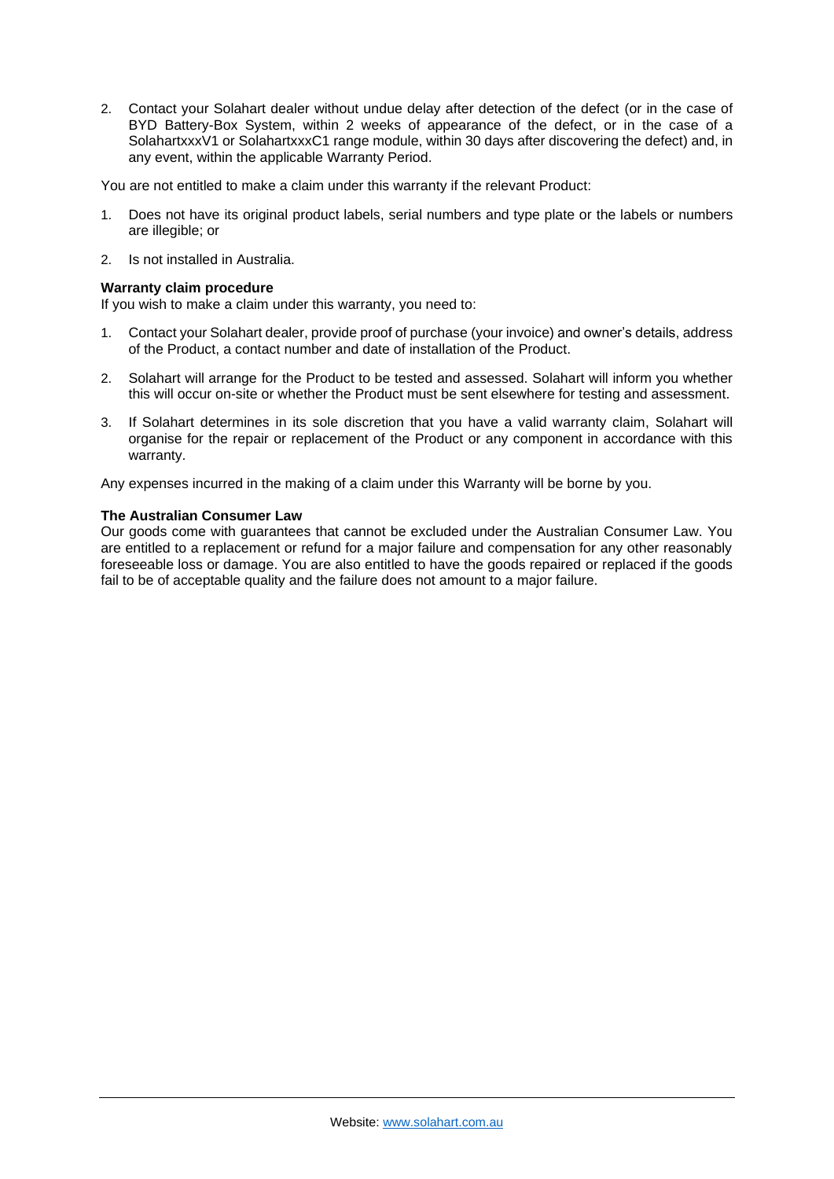2. Contact your Solahart dealer without undue delay after detection of the defect (or in the case of BYD Battery-Box System, within 2 weeks of appearance of the defect, or in the case of a SolahartxxxV1 or SolahartxxxC1 range module, within 30 days after discovering the defect) and, in any event, within the applicable Warranty Period.

You are not entitled to make a claim under this warranty if the relevant Product:

1. Does not have its original product labels, serial numbers and type plate or the labels or numbers are illegible; or
2. Is not installed in Australia.

**Warranty claim procedure**
If you wish to make a claim under this warranty, you need to:

1. Contact your Solahart dealer, provide proof of purchase (your invoice) and owner's details, address of the Product, a contact number and date of installation of the Product.
2. Solahart will arrange for the Product to be tested and assessed. Solahart will inform you whether this will occur on-site or whether the Product must be sent elsewhere for testing and assessment.
3. If Solahart determines in its sole discretion that you have a valid warranty claim, Solahart will organise for the repair or replacement of the Product or any component in accordance with this warranty.

Any expenses incurred in the making of a claim under this Warranty will be borne by you.

**The Australian Consumer Law**
Our goods come with guarantees that cannot be excluded under the Australian Consumer Law. You are entitled to a replacement or refund for a major failure and compensation for any other reasonably foreseeable loss or damage. You are also entitled to have the goods repaired or replaced if the goods fail to be of acceptable quality and the failure does not amount to a major failure.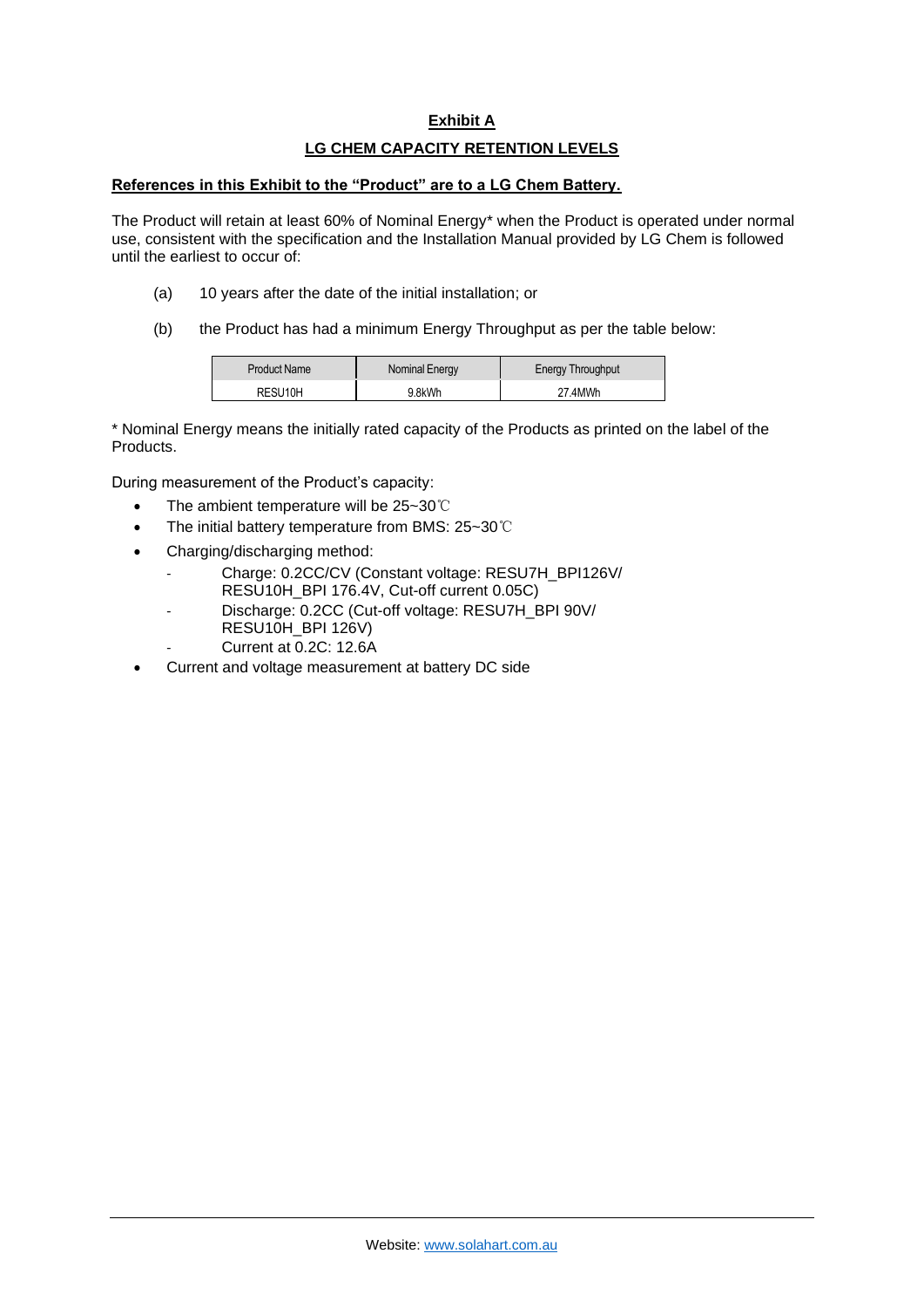## Exhibit A

## LG CHEM CAPACITY RETENTION LEVELS

**References in this Exhibit to the "Product" are to a LG Chem Battery.**

The Product will retain at least 60% of Nominal Energy* when the Product is operated under normal use, consistent with the specification and the Installation Manual provided by LG Chem is followed until the earliest to occur of:

(a) 10 years after the date of the initial installation; or

(b) the Product has had a minimum Energy Throughput as per the table below:

| Product Name | Nominal Energy | Energy Throughput |
|---|---|---|
| RESU10H | 9.8kWh | 27.4MWh |

* Nominal Energy means the initially rated capacity of the Products as printed on the label of the Products.

During measurement of the Product's capacity:

- The ambient temperature will be 25~30℃
- The initial battery temperature from BMS: 25~30℃
- Charging/discharging method:
  - Charge: 0.2CC/CV (Constant voltage: RESU7H_BPI126V/ RESU10H_BPI 176.4V, Cut-off current 0.05C)
  - Discharge: 0.2CC (Cut-off voltage: RESU7H_BPI 90V/ RESU10H_BPI 126V)
  - Current at 0.2C: 12.6A
- Current and voltage measurement at battery DC side

Website: www.solahart.com.au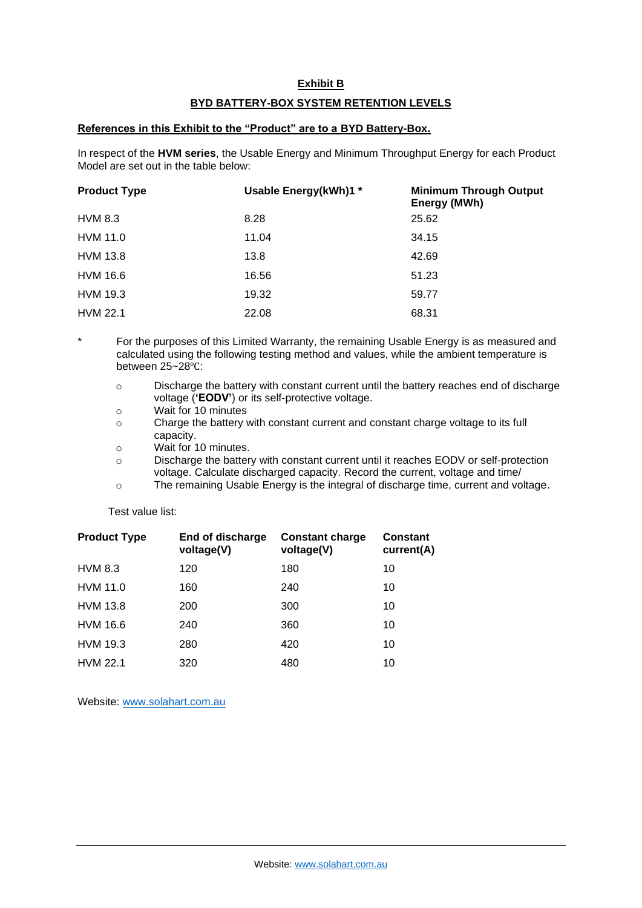**Exhibit B**

**BYD BATTERY-BOX SYSTEM RETENTION LEVELS**

**References in this Exhibit to the "Product" are to a BYD Battery-Box.**

In respect of the **HVM series**, the Usable Energy and Minimum Throughput Energy for each Product Model are set out in the table below:

| Product Type | Usable Energy(kWh)1 * | Minimum Through Output Energy (MWh) |
|---|---|---|
| HVM 8.3 | 8.28 | 25.62 |
| HVM 11.0 | 11.04 | 34.15 |
| HVM 13.8 | 13.8 | 42.69 |
| HVM 16.6 | 16.56 | 51.23 |
| HVM 19.3 | 19.32 | 59.77 |
| HVM 22.1 | 22.08 | 68.31 |

\* For the purposes of this Limited Warranty, the remaining Usable Energy is as measured and calculated using the following testing method and values, while the ambient temperature is between 25~28℃:

- Discharge the battery with constant current until the battery reaches end of discharge voltage (**'EODV'**) or its self-protective voltage.
- Wait for 10 minutes
- Charge the battery with constant current and constant charge voltage to its full capacity.
- Wait for 10 minutes.
- Discharge the battery with constant current until it reaches EODV or self-protection voltage. Calculate discharged capacity. Record the current, voltage and time/
- The remaining Usable Energy is the integral of discharge time, current and voltage.

Test value list:

| Product Type | End of discharge voltage(V) | Constant charge voltage(V) | Constant current(A) |
|---|---|---|---|
| HVM 8.3 | 120 | 180 | 10 |
| HVM 11.0 | 160 | 240 | 10 |
| HVM 13.8 | 200 | 300 | 10 |
| HVM 16.6 | 240 | 360 | 10 |
| HVM 19.3 | 280 | 420 | 10 |
| HVM 22.1 | 320 | 480 | 10 |

Website: www.solahart.com.au